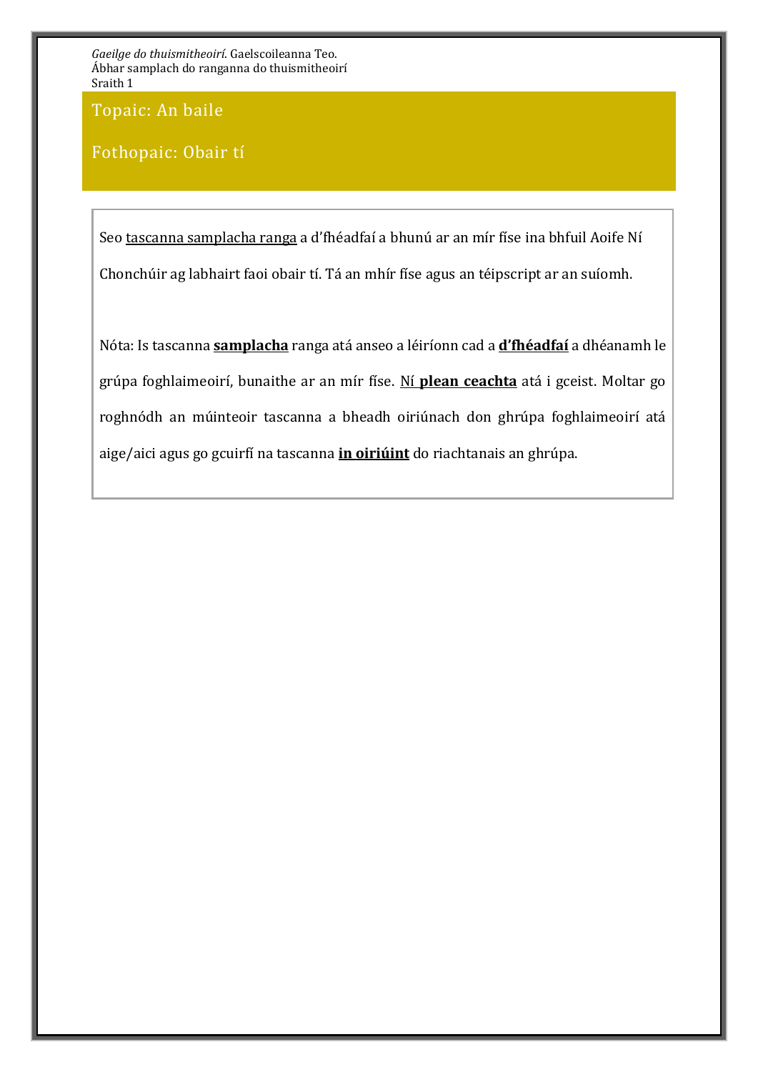*Gaeilge do thuismitheoirí*. Gaelscoileanna Teo.
Ábhar samplach do ranganna do thuismitheoirí
Sraith 1

# Topaic: An baile

## Fothopaic: Obair tí

Seo <u>tascanna samplacha ranga</u> a d'fhéadfaí a bhunú ar an mír físe ina bhfuil Aoife Ní Chonchúir ag labhairt faoi obair tí. Tá an mhír físe agus an téipscript ar an suíomh.

Nóta: Is tascanna **<u>samplacha</u>** ranga atá anseo a léiríonn cad a **<u>d'fhéadfaí</u>** a dhéanamh le grúpa foghlaimeoirí, bunaithe ar an mír físe. <u>Ní **plean ceachta**</u> atá i gceist. Moltar go roghnódh an múinteoir tascanna a bheadh oiriúnach don ghrúpa foghlaimeoirí atá aige/aici agus go gcuirfí na tascanna **<u>in oiriúint</u>** do riachtanais an ghrúpa.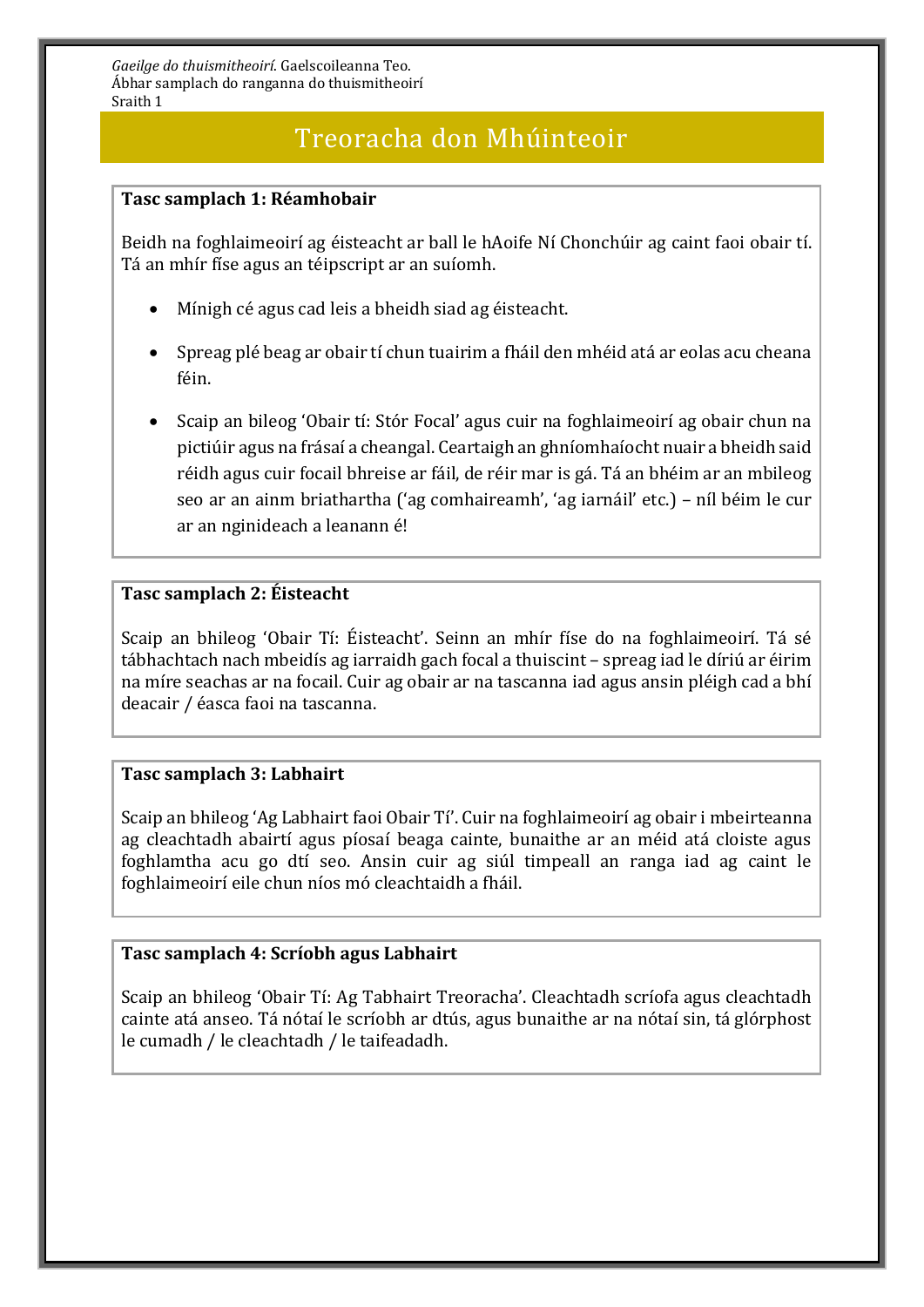# Treoracha don Mhúinteoir

**Tasc samplach 1: Réamhobair**

Beidh na foghlaimeoirí ag éisteacht ar ball le hAoife Ní Chonchúir ag caint faoi obair tí. Tá an mhír físe agus an téipscript ar an suíomh.

- Mínigh cé agus cad leis a bheidh siad ag éisteacht.
- Spreag plé beag ar obair tí chun tuairim a fháil den mhéid atá ar eolas acu cheana féin.
- Scaip an bileog 'Obair tí: Stór Focal' agus cuir na foghlaimeoirí ag obair chun na pictiúir agus na frásaí a cheangal. Ceartaigh an ghníomhaíocht nuair a bheidh said réidh agus cuir focail bhreise ar fáil, de réir mar is gá. Tá an bhéim ar an mbileog seo ar an ainm briathartha ('ag comhaireamh', 'ag iarnáil' etc.) – níl béim le cur ar an nginideach a leanann é!

**Tasc samplach 2: Éisteacht**

Scaip an bhileog 'Obair Tí: Éisteacht'. Seinn an mhír físe do na foghlaimeoirí. Tá sé tábhachtach nach mbeidís ag iarraidh gach focal a thuiscint – spreag iad le díriú ar éirim na míre seachas ar na focail. Cuir ag obair ar na tascanna iad agus ansin pléigh cad a bhí deacair / éasca faoi na tascanna.

**Tasc samplach 3: Labhairt**

Scaip an bhileog 'Ag Labhairt faoi Obair Tí'. Cuir na foghlaimeoirí ag obair i mbeirteanna ag cleachtadh abairtí agus píosaí beaga cainte, bunaithe ar an méid atá cloiste agus foghlamtha acu go dtí seo. Ansin cuir ag siúl timpeall an ranga iad ag caint le foghlaimeoirí eile chun níos mó cleachtaidh a fháil.

**Tasc samplach 4: Scríobh agus Labhairt**

Scaip an bhileog 'Obair Tí: Ag Tabhairt Treoracha'. Cleachtadh scríofa agus cleachtadh cainte atá anseo. Tá nótaí le scríobh ar dtús, agus bunaithe ar na nótaí sin, tá glórphost le cumadh / le cleachtadh / le taifeadadh.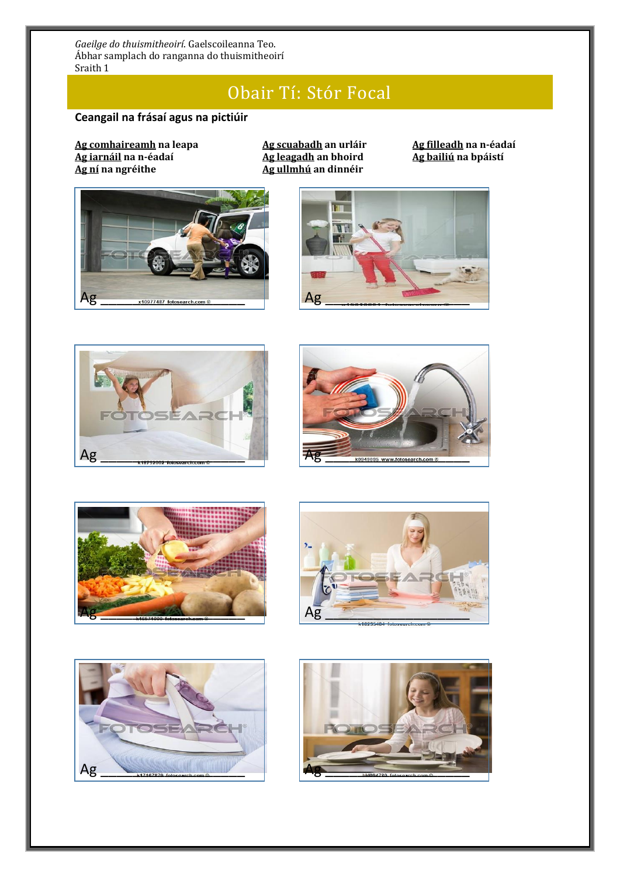*Gaeilge do thuismitheoirí*. Gaelscoileanna Teo.
Ábhar samplach do ranganna do thuismitheoirí
Sraith 1

# Obair Tí: Stór Focal

**Ceangail na frásaí agus na pictiúir**

**Ag comhaireamh na leapa**
**Ag iarnáil na n-éadaí**
**Ag ní na ngréithe**
**Ag scuabadh an urláir**
**Ag leagadh an bhoird**
**Ag ullmhú an dinnéir**
**Ag filleadh na n-éadaí**
**Ag bailiú na bpáistí**

Ag ________________

Ag ________________

Ag ________________

Ag ________________

Ag ________________

Ag ________________

Ag ________________

Ag ________________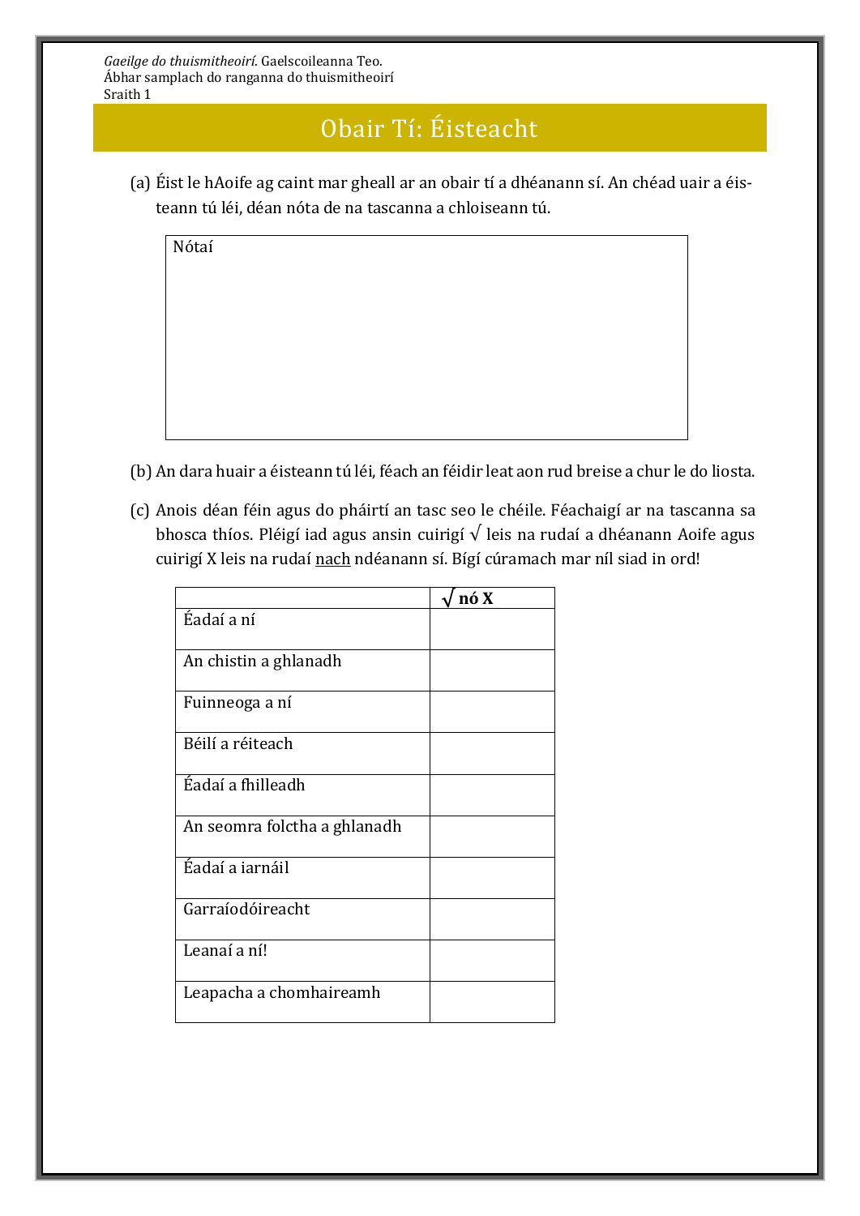*Gaeilge do thuismitheoirí.* Gaelscoileanna Teo.
Ábhar samplach do ranganna do thuismitheoirí
Sraith 1

# Obair Tí: Éisteacht

(a) Éist le hAoife ag caint mar gheall ar an obair tí a dhéanann sí. An chéad uair a éisteann tú léi, déan nóta de na tascanna a chloiseann tú.

| Nótaí |
|---|
| |

(b) An dara huair a éisteann tú léi, féach an féidir leat aon rud breise a chur le do liosta.

(c) Anois déan féin agus do pháirtí an tasc seo le chéile. Féachaigí ar na tascanna sa bhosca thíos. Pléigí iad agus ansin cuirigí √ leis na rudaí a dhéanann Aoife agus cuirigí X leis na rudaí nach ndéanann sí. Bígí cúramach mar níl siad in ord!

| | **√ nó X** |
|---|---|
| Éadaí a ní | |
| An chistin a ghlanadh | |
| Fuinneoga a ní | |
| Béilí a réiteach | |
| Éadaí a fhilleadh | |
| An seomra folctha a ghlanadh | |
| Éadaí a iarnáil | |
| Garraíodóireacht | |
| Leanaí a ní! | |
| Leapacha a chomhaireamh | |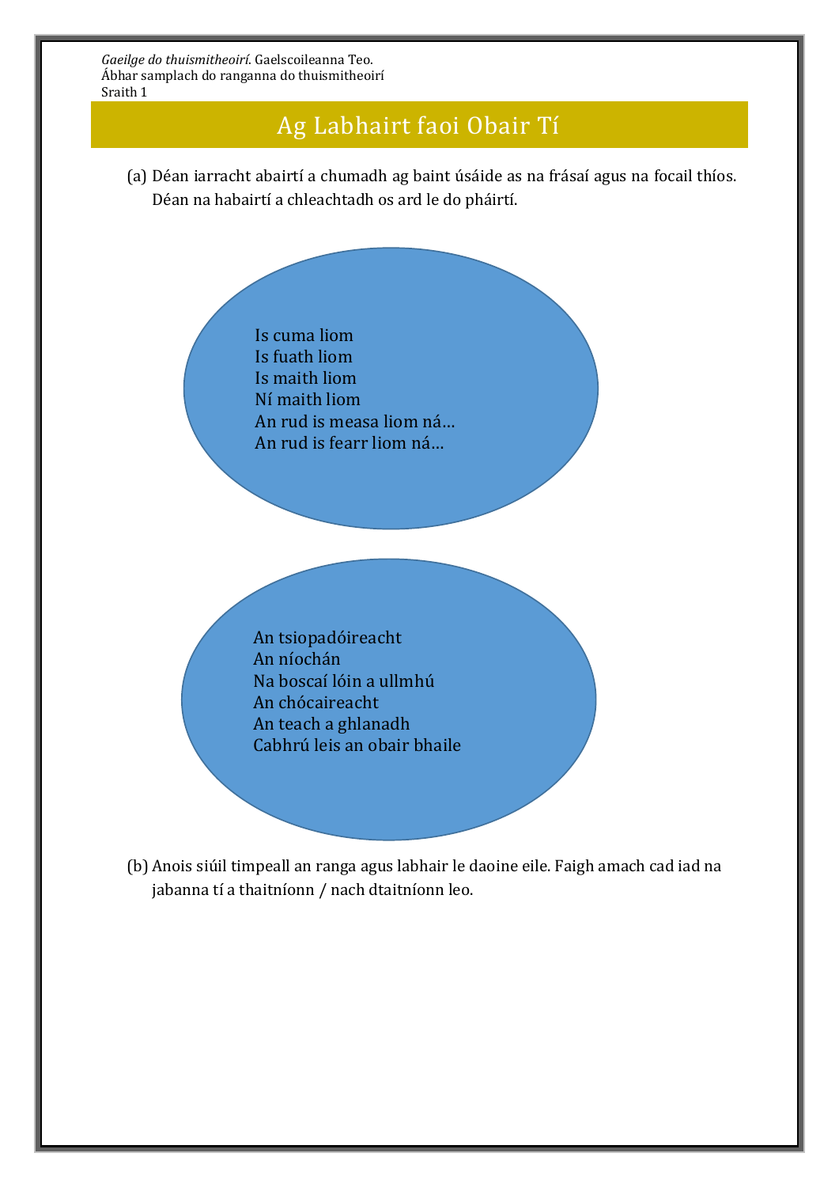*Gaeilge do thuismitheoirí*. Gaelscoileanna Teo.
Ábhar samplach do ranganna do thuismitheoirí
Sraith 1

# Ag Labhairt faoi Obair Tí

(a) Déan iarracht abairtí a chumadh ag baint úsáide as na frásaí agus na focail thíos. Déan na habairtí a chleachtadh os ard le do pháirtí.

Is cuma liom
Is fuath liom
Is maith liom
Ní maith liom
An rud is measa liom ná…
An rud is fearr liom ná…

An tsiopadóireacht
An níochán
Na boscaí lóin a ullmhú
An chócaireacht
An teach a ghlanadh
Cabhrú leis an obair bhaile

(b) Anois siúil timpeall an ranga agus labhair le daoine eile. Faigh amach cad iad na jabanna tí a thaitníonn / nach dtaitníonn leo.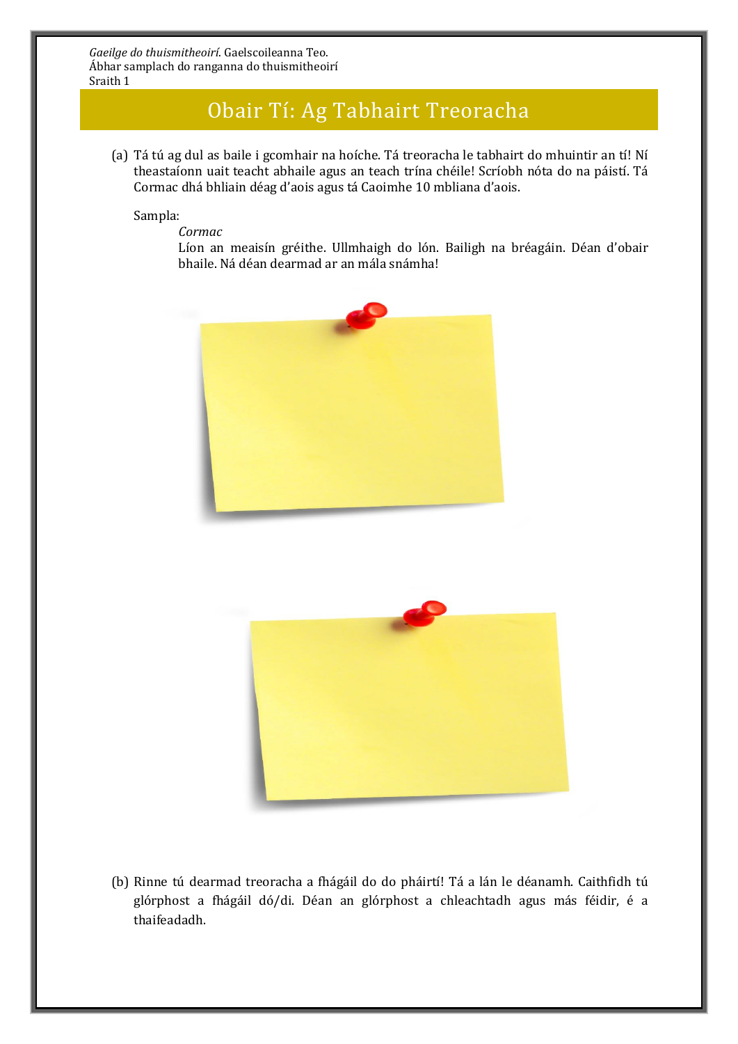*Gaeilge do thuismitheoirí*. Gaelscoileanna Teo.
Ábhar samplach do ranganna do thuismitheoirí
Sraith 1

# Obair Tí: Ag Tabhairt Treoracha

(a) Tá tú ag dul as baile i gcomhair na hoíche. Tá treoracha le tabhairt do mhuintir an tí! Ní theastaíonn uait teacht abhaile agus an teach trína chéile! Scríobh nóta do na páistí. Tá Cormac dhá bhliain déag d'aois agus tá Caoimhe 10 mbliana d'aois.

Sampla:

*Cormac*
Líon an meaisín gréithe. Ullmhaigh do lón. Bailigh na bréagáin. Déan d'obair bhaile. Ná déan dearmad ar an mála snámha!

(b) Rinne tú dearmad treoracha a fhágáil do do pháirtí! Tá a lán le déanamh. Caithfidh tú glórphost a fhágáil dó/di. Déan an glórphost a chleachtadh agus más féidir, é a thaifeadadh.